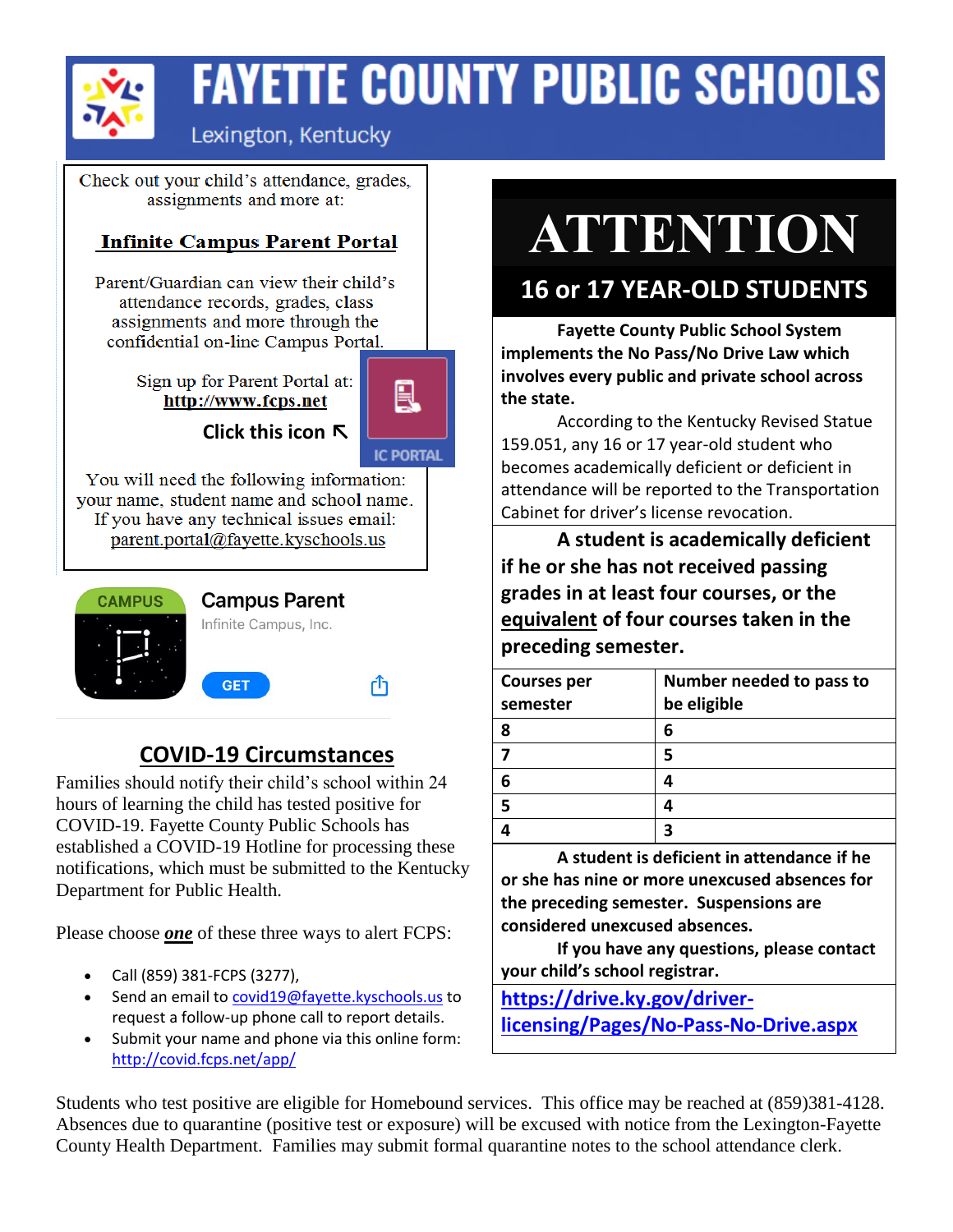# FAYETTE COUNTY PUBLIC SCHOOLS

Lexington, Kentucky

Check out your child's attendance, grades, assignments and more at:

**Infinite Campus Parent Portal**

Parent/Guardian can view their child's attendance records, grades, class assignments and more through the confidential on-line Campus Portal.

Sign up for Parent Portal at: **http://www.fcps.net**

**Click this icon ↖**

IC PORTAL

You will need the following information: your name, student name and school name. If you have any technical issues email: parent.portal@fayette.kyschools.us

CAMPUS

**Campus Parent**
Infinite Campus, Inc.

GET

## COVID-19 Circumstances

Families should notify their child's school within 24 hours of learning the child has tested positive for COVID-19. Fayette County Public Schools has established a COVID-19 Hotline for processing these notifications, which must be submitted to the Kentucky Department for Public Health.

Please choose ***one*** of these three ways to alert FCPS:

- Call (859) 381-FCPS (3277),
- Send an email to covid19@fayette.kyschools.us to request a follow-up phone call to report details.
- Submit your name and phone via this online form: http://covid.fcps.net/app/

# ATTENTION

## 16 or 17 YEAR-OLD STUDENTS

**Fayette County Public School System implements the No Pass/No Drive Law which involves every public and private school across the state.**

According to the Kentucky Revised Statue 159.051, any 16 or 17 year-old student who becomes academically deficient or deficient in attendance will be reported to the Transportation Cabinet for driver's license revocation.

**A student is academically deficient if he or she has not received passing grades in at least four courses, or the equivalent of four courses taken in the preceding semester.**

| Courses per semester | Number needed to pass to be eligible |
|---|---|
| 8 | 6 |
| 7 | 5 |
| 6 | 4 |
| 5 | 4 |
| 4 | 3 |

**A student is deficient in attendance if he or she has nine or more unexcused absences for the preceding semester. Suspensions are considered unexcused absences.**

**If you have any questions, please contact your child's school registrar.**

**https://drive.ky.gov/driver-licensing/Pages/No-Pass-No-Drive.aspx**

Students who test positive are eligible for Homebound services. This office may be reached at (859)381-4128. Absences due to quarantine (positive test or exposure) will be excused with notice from the Lexington-Fayette County Health Department. Families may submit formal quarantine notes to the school attendance clerk.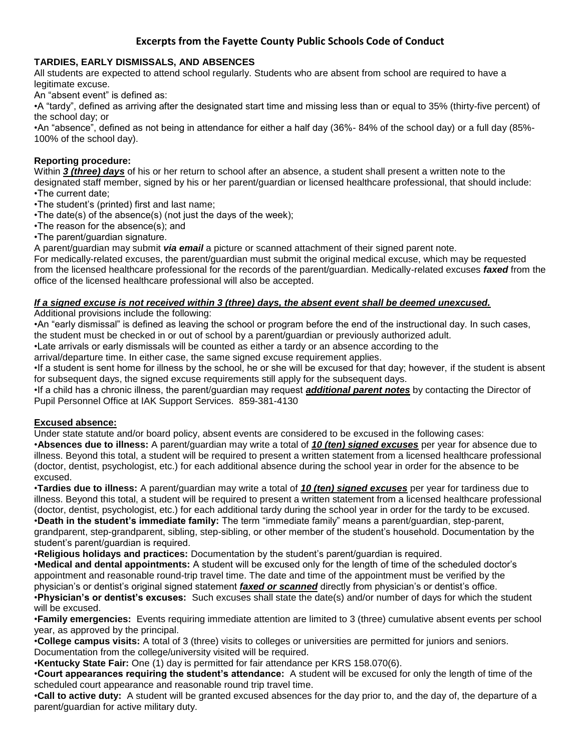# Excerpts from the Fayette County Public Schools Code of Conduct

## TARDIES, EARLY DISMISSALS, AND ABSENCES

All students are expected to attend school regularly. Students who are absent from school are required to have a legitimate excuse.

An "absent event" is defined as:

•A "tardy", defined as arriving after the designated start time and missing less than or equal to 35% (thirty-five percent) of the school day; or

•An "absence", defined as not being in attendance for either a half day (36%- 84% of the school day) or a full day (85%-100% of the school day).

### Reporting procedure:

Within ***3 (three) days*** of his or her return to school after an absence, a student shall present a written note to the designated staff member, signed by his or her parent/guardian or licensed healthcare professional, that should include:

•The current date;

•The student's (printed) first and last name;

•The date(s) of the absence(s) (not just the days of the week);

•The reason for the absence(s); and

•The parent/guardian signature.

A parent/guardian may submit ***via email*** a picture or scanned attachment of their signed parent note.

For medically-related excuses, the parent/guardian must submit the original medical excuse, which may be requested from the licensed healthcare professional for the records of the parent/guardian. Medically-related excuses ***faxed*** from the office of the licensed healthcare professional will also be accepted.

***If a signed excuse is not received within 3 (three) days, the absent event shall be deemed unexcused.***

Additional provisions include the following:

•An "early dismissal" is defined as leaving the school or program before the end of the instructional day. In such cases, the student must be checked in or out of school by a parent/guardian or previously authorized adult.

•Late arrivals or early dismissals will be counted as either a tardy or an absence according to the arrival/departure time. In either case, the same signed excuse requirement applies.

•If a student is sent home for illness by the school, he or she will be excused for that day; however, if the student is absent for subsequent days, the signed excuse requirements still apply for the subsequent days.

•If a child has a chronic illness, the parent/guardian may request ***additional parent notes*** by contacting the Director of Pupil Personnel Office at IAK Support Services. 859-381-4130

### Excused absence:

Under state statute and/or board policy, absent events are considered to be excused in the following cases:

•**Absences due to illness:** A parent/guardian may write a total of ***10 (ten) signed excuses*** per year for absence due to illness. Beyond this total, a student will be required to present a written statement from a licensed healthcare professional (doctor, dentist, psychologist, etc.) for each additional absence during the school year in order for the absence to be excused.

•**Tardies due to illness:** A parent/guardian may write a total of ***10 (ten) signed excuses*** per year for tardiness due to illness. Beyond this total, a student will be required to present a written statement from a licensed healthcare professional (doctor, dentist, psychologist, etc.) for each additional tardy during the school year in order for the tardy to be excused.

•**Death in the student's immediate family:** The term "immediate family" means a parent/guardian, step-parent, grandparent, step-grandparent, sibling, step-sibling, or other member of the student's household. Documentation by the student's parent/guardian is required.

•**Religious holidays and practices:** Documentation by the student's parent/guardian is required.

•**Medical and dental appointments:** A student will be excused only for the length of time of the scheduled doctor's appointment and reasonable round-trip travel time. The date and time of the appointment must be verified by the physician's or dentist's original signed statement ***faxed or scanned*** directly from physician's or dentist's office.

•**Physician's or dentist's excuses:** Such excuses shall state the date(s) and/or number of days for which the student will be excused.

•**Family emergencies:** Events requiring immediate attention are limited to 3 (three) cumulative absent events per school year, as approved by the principal.

•**College campus visits:** A total of 3 (three) visits to colleges or universities are permitted for juniors and seniors. Documentation from the college/university visited will be required.

•**Kentucky State Fair:** One (1) day is permitted for fair attendance per KRS 158.070(6).

•**Court appearances requiring the student's attendance:** A student will be excused for only the length of time of the scheduled court appearance and reasonable round trip travel time.

•**Call to active duty:** A student will be granted excused absences for the day prior to, and the day of, the departure of a parent/guardian for active military duty.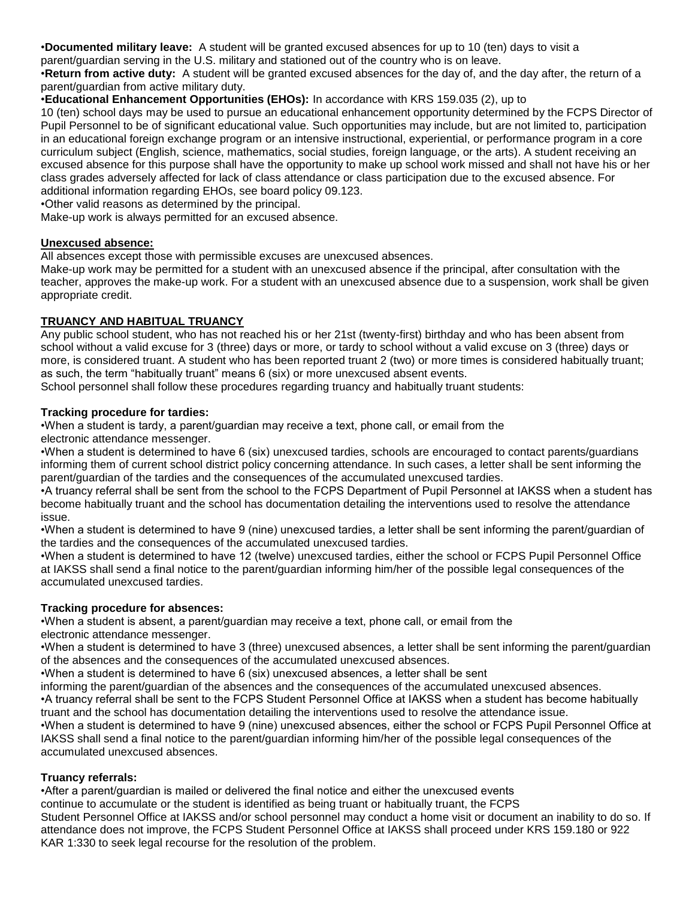•**Documented military leave:** A student will be granted excused absences for up to 10 (ten) days to visit a parent/guardian serving in the U.S. military and stationed out of the country who is on leave.
•**Return from active duty:** A student will be granted excused absences for the day of, and the day after, the return of a parent/guardian from active military duty.
•**Educational Enhancement Opportunities (EHOs):** In accordance with KRS 159.035 (2), up to 10 (ten) school days may be used to pursue an educational enhancement opportunity determined by the FCPS Director of Pupil Personnel to be of significant educational value. Such opportunities may include, but are not limited to, participation in an educational foreign exchange program or an intensive instructional, experiential, or performance program in a core curriculum subject (English, science, mathematics, social studies, foreign language, or the arts). A student receiving an excused absence for this purpose shall have the opportunity to make up school work missed and shall not have his or her class grades adversely affected for lack of class attendance or class participation due to the excused absence. For additional information regarding EHOs, see board policy 09.123.
•Other valid reasons as determined by the principal.
Make-up work is always permitted for an excused absence.

**Unexcused absence:**
All absences except those with permissible excuses are unexcused absences.
Make-up work may be permitted for a student with an unexcused absence if the principal, after consultation with the teacher, approves the make-up work. For a student with an unexcused absence due to a suspension, work shall be given appropriate credit.

## TRUANCY AND HABITUAL TRUANCY

Any public school student, who has not reached his or her 21st (twenty-first) birthday and who has been absent from school without a valid excuse for 3 (three) days or more, or tardy to school without a valid excuse on 3 (three) days or more, is considered truant. A student who has been reported truant 2 (two) or more times is considered habitually truant; as such, the term "habitually truant" means 6 (six) or more unexcused absent events.
School personnel shall follow these procedures regarding truancy and habitually truant students:

**Tracking procedure for tardies:**
•When a student is tardy, a parent/guardian may receive a text, phone call, or email from the electronic attendance messenger.
•When a student is determined to have 6 (six) unexcused tardies, schools are encouraged to contact parents/guardians informing them of current school district policy concerning attendance. In such cases, a letter shall be sent informing the parent/guardian of the tardies and the consequences of the accumulated unexcused tardies.
•A truancy referral shall be sent from the school to the FCPS Department of Pupil Personnel at IAKSS when a student has become habitually truant and the school has documentation detailing the interventions used to resolve the attendance issue.
•When a student is determined to have 9 (nine) unexcused tardies, a letter shall be sent informing the parent/guardian of the tardies and the consequences of the accumulated unexcused tardies.
•When a student is determined to have 12 (twelve) unexcused tardies, either the school or FCPS Pupil Personnel Office at IAKSS shall send a final notice to the parent/guardian informing him/her of the possible legal consequences of the accumulated unexcused tardies.

**Tracking procedure for absences:**
•When a student is absent, a parent/guardian may receive a text, phone call, or email from the electronic attendance messenger.
•When a student is determined to have 3 (three) unexcused absences, a letter shall be sent informing the parent/guardian of the absences and the consequences of the accumulated unexcused absences.
•When a student is determined to have 6 (six) unexcused absences, a letter shall be sent informing the parent/guardian of the absences and the consequences of the accumulated unexcused absences.
•A truancy referral shall be sent to the FCPS Student Personnel Office at IAKSS when a student has become habitually truant and the school has documentation detailing the interventions used to resolve the attendance issue.
•When a student is determined to have 9 (nine) unexcused absences, either the school or FCPS Pupil Personnel Office at IAKSS shall send a final notice to the parent/guardian informing him/her of the possible legal consequences of the accumulated unexcused absences.

**Truancy referrals:**
•After a parent/guardian is mailed or delivered the final notice and either the unexcused events continue to accumulate or the student is identified as being truant or habitually truant, the FCPS Student Personnel Office at IAKSS and/or school personnel may conduct a home visit or document an inability to do so. If attendance does not improve, the FCPS Student Personnel Office at IAKSS shall proceed under KRS 159.180 or 922 KAR 1:330 to seek legal recourse for the resolution of the problem.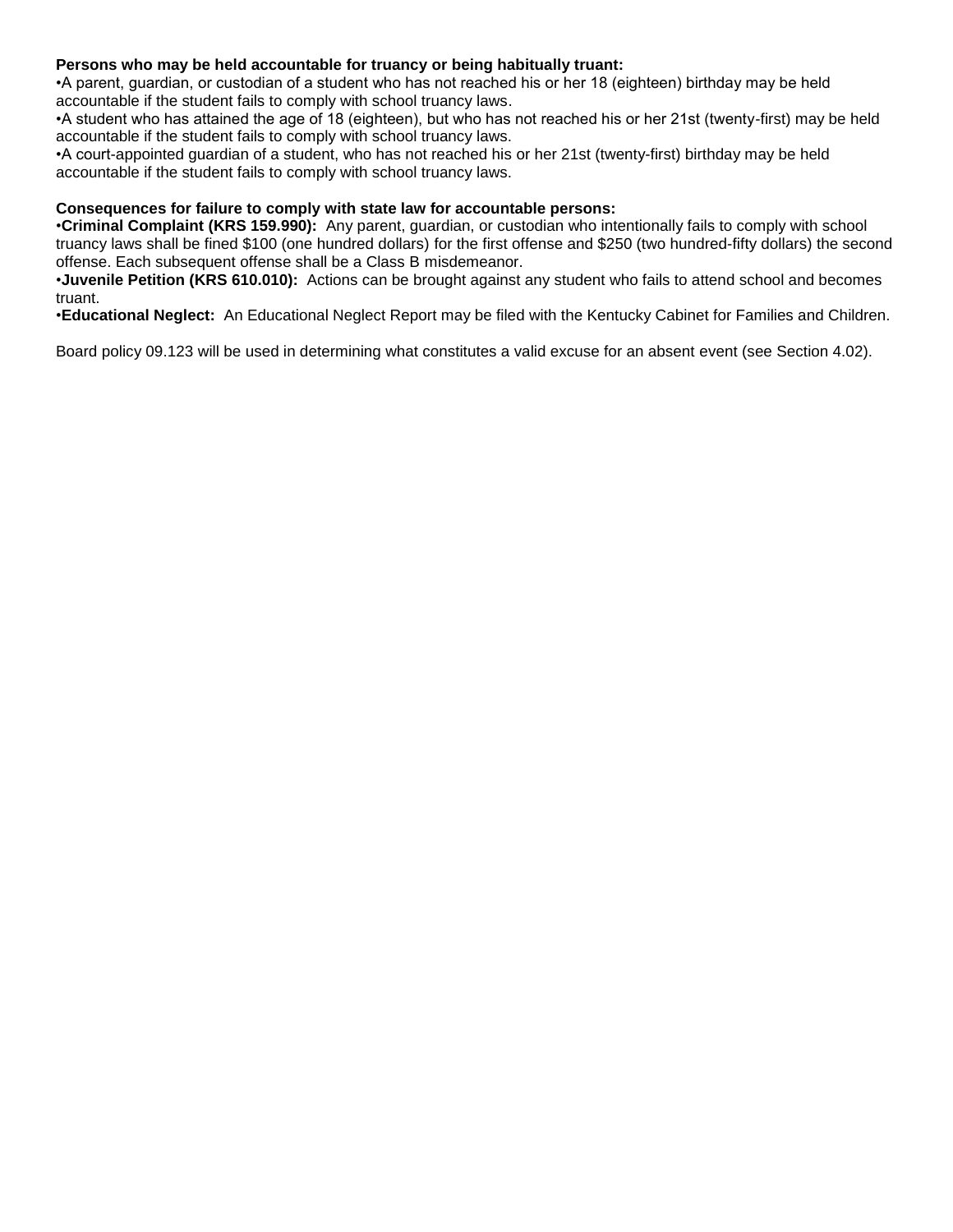**Persons who may be held accountable for truancy or being habitually truant:**

•A parent, guardian, or custodian of a student who has not reached his or her 18 (eighteen) birthday may be held accountable if the student fails to comply with school truancy laws.

•A student who has attained the age of 18 (eighteen), but who has not reached his or her 21st (twenty-first) may be held accountable if the student fails to comply with school truancy laws.

•A court-appointed guardian of a student, who has not reached his or her 21st (twenty-first) birthday may be held accountable if the student fails to comply with school truancy laws.

**Consequences for failure to comply with state law for accountable persons:**

•**Criminal Complaint (KRS 159.990):** Any parent, guardian, or custodian who intentionally fails to comply with school truancy laws shall be fined $100 (one hundred dollars) for the first offense and $250 (two hundred-fifty dollars) the second offense. Each subsequent offense shall be a Class B misdemeanor.

•**Juvenile Petition (KRS 610.010):** Actions can be brought against any student who fails to attend school and becomes truant.

•**Educational Neglect:** An Educational Neglect Report may be filed with the Kentucky Cabinet for Families and Children.

Board policy 09.123 will be used in determining what constitutes a valid excuse for an absent event (see Section 4.02).